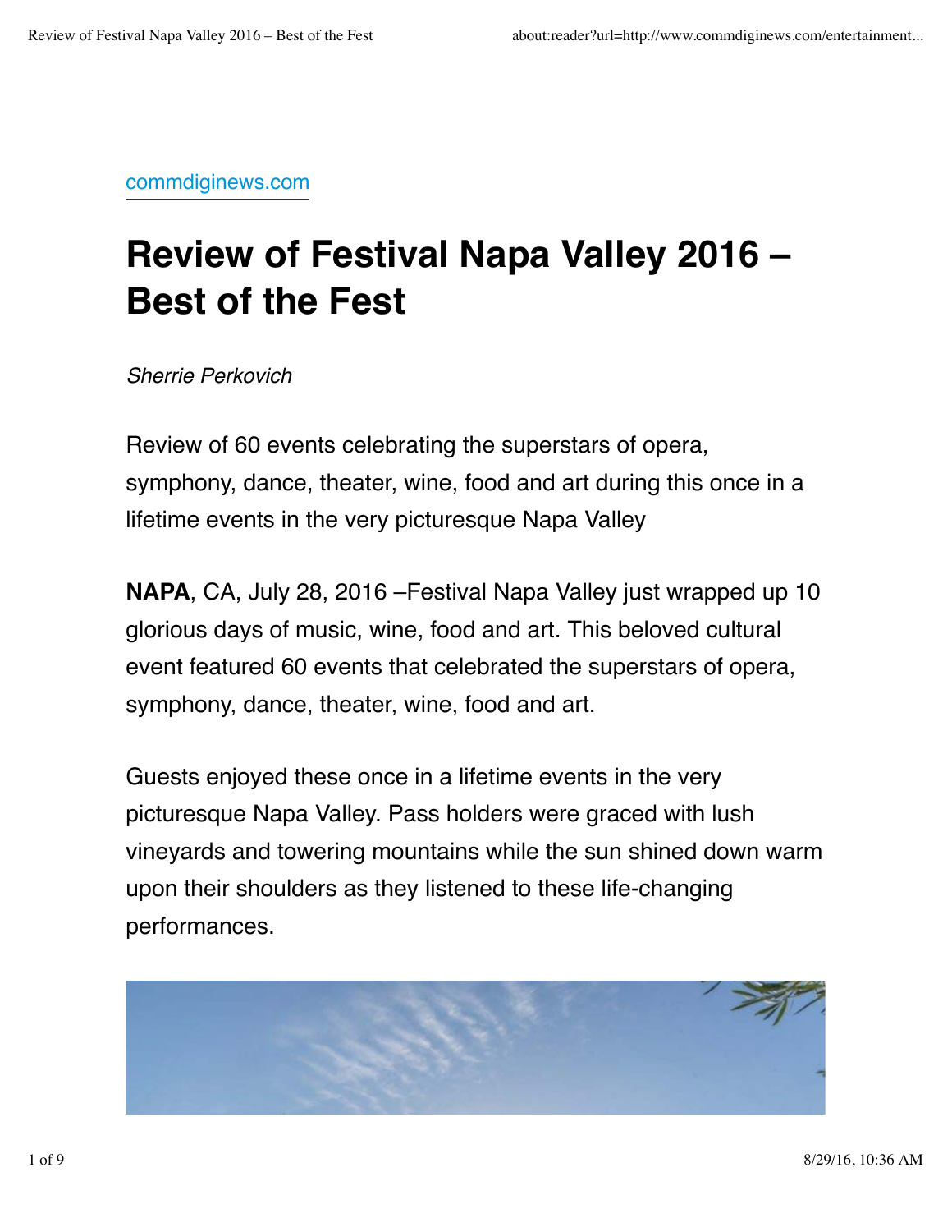commdiginews.com

# Review of Festival Napa Valley 2016 – Best of the Fest

*Sherrie Perkovich*

Review of 60 events celebrating the superstars of opera, symphony, dance, theater, wine, food and art during this once in a lifetime events in the very picturesque Napa Valley

**NAPA**, CA, July 28, 2016 –Festival Napa Valley just wrapped up 10 glorious days of music, wine, food and art. This beloved cultural event featured 60 events that celebrated the superstars of opera, symphony, dance, theater, wine, food and art.

Guests enjoyed these once in a lifetime events in the very picturesque Napa Valley. Pass holders were graced with lush vineyards and towering mountains while the sun shined down warm upon their shoulders as they listened to these life-changing performances.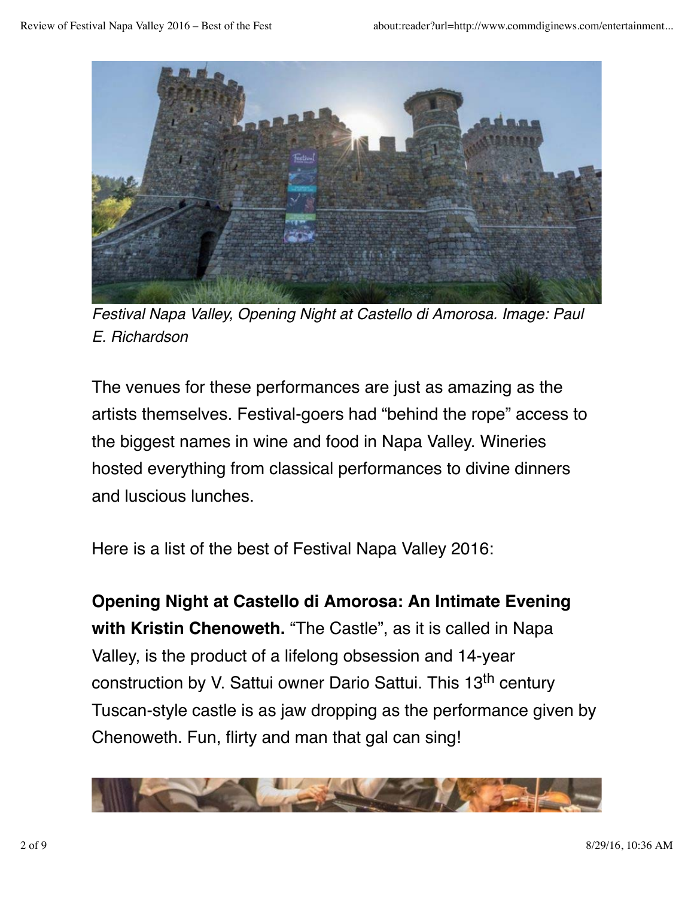*Festival Napa Valley, Opening Night at Castello di Amorosa. Image: Paul E. Richardson*

The venues for these performances are just as amazing as the artists themselves. Festival-goers had "behind the rope" access to the biggest names in wine and food in Napa Valley. Wineries hosted everything from classical performances to divine dinners and luscious lunches.

Here is a list of the best of Festival Napa Valley 2016:

**Opening Night at Castello di Amorosa: An Intimate Evening with Kristin Chenoweth.** "The Castle", as it is called in Napa Valley, is the product of a lifelong obsession and 14-year construction by V. Sattui owner Dario Sattui. This 13th century Tuscan-style castle is as jaw dropping as the performance given by Chenoweth. Fun, flirty and man that gal can sing!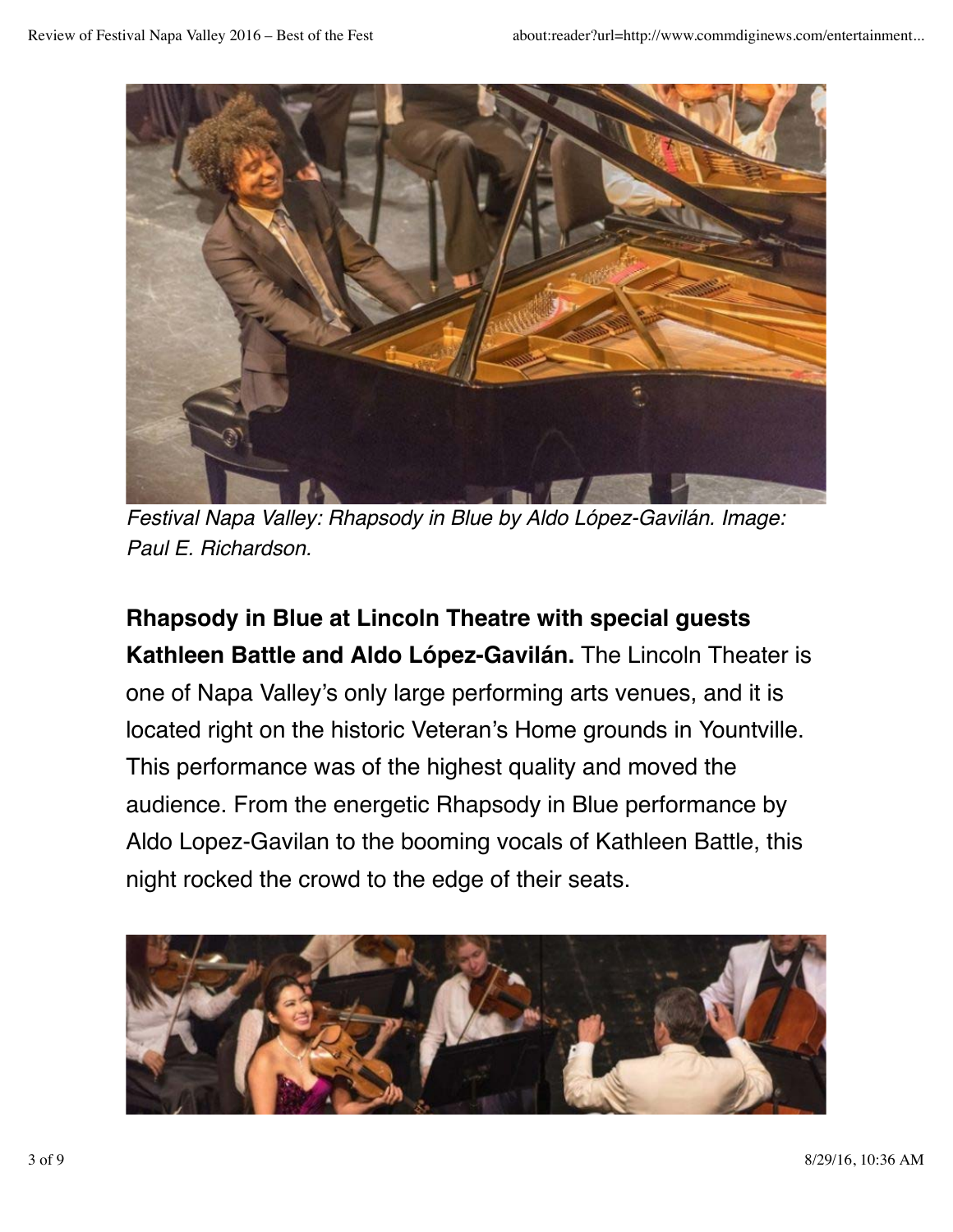*Festival Napa Valley: Rhapsody in Blue by Aldo López-Gavilán. Image: Paul E. Richardson.*

**Rhapsody in Blue at Lincoln Theatre with special guests Kathleen Battle and Aldo López-Gavilán.** The Lincoln Theater is one of Napa Valley's only large performing arts venues, and it is located right on the historic Veteran's Home grounds in Yountville. This performance was of the highest quality and moved the audience. From the energetic Rhapsody in Blue performance by Aldo Lopez-Gavilan to the booming vocals of Kathleen Battle, this night rocked the crowd to the edge of their seats.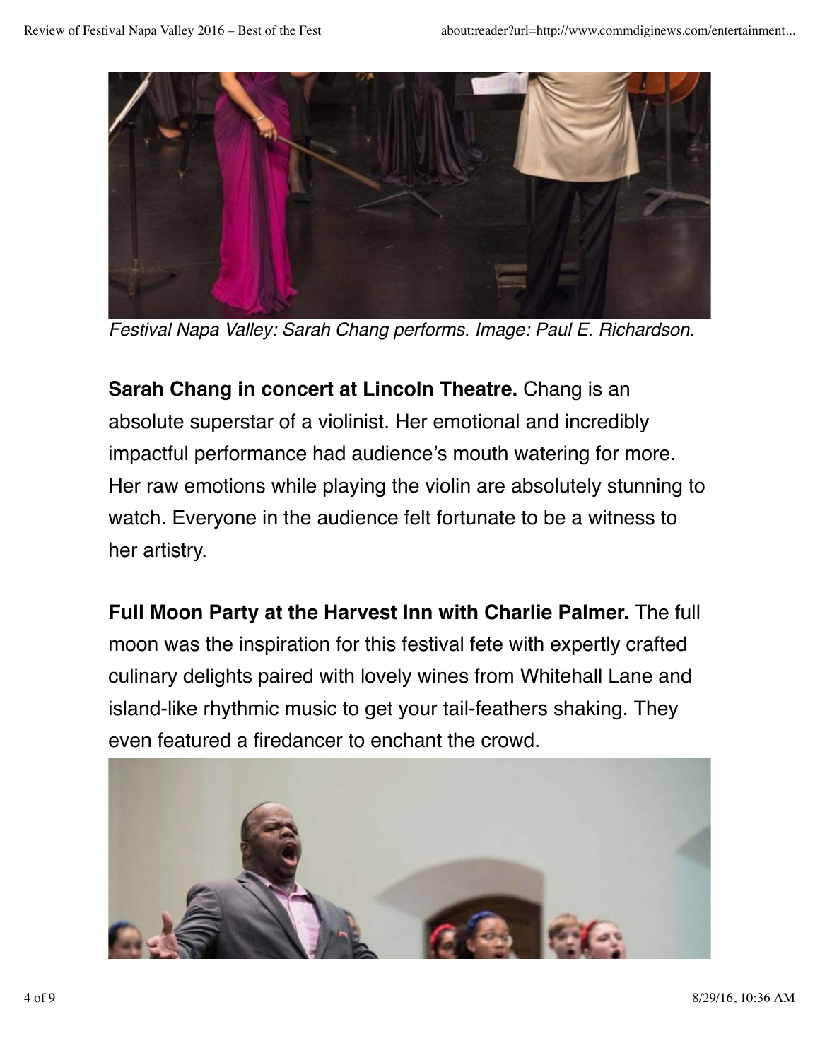*Festival Napa Valley: Sarah Chang performs. Image: Paul E. Richardson.*

**Sarah Chang in concert at Lincoln Theatre.** Chang is an absolute superstar of a violinist. Her emotional and incredibly impactful performance had audience's mouth watering for more. Her raw emotions while playing the violin are absolutely stunning to watch. Everyone in the audience felt fortunate to be a witness to her artistry.

**Full Moon Party at the Harvest Inn with Charlie Palmer.** The full moon was the inspiration for this festival fete with expertly crafted culinary delights paired with lovely wines from Whitehall Lane and island-like rhythmic music to get your tail-feathers shaking. They even featured a firedancer to enchant the crowd.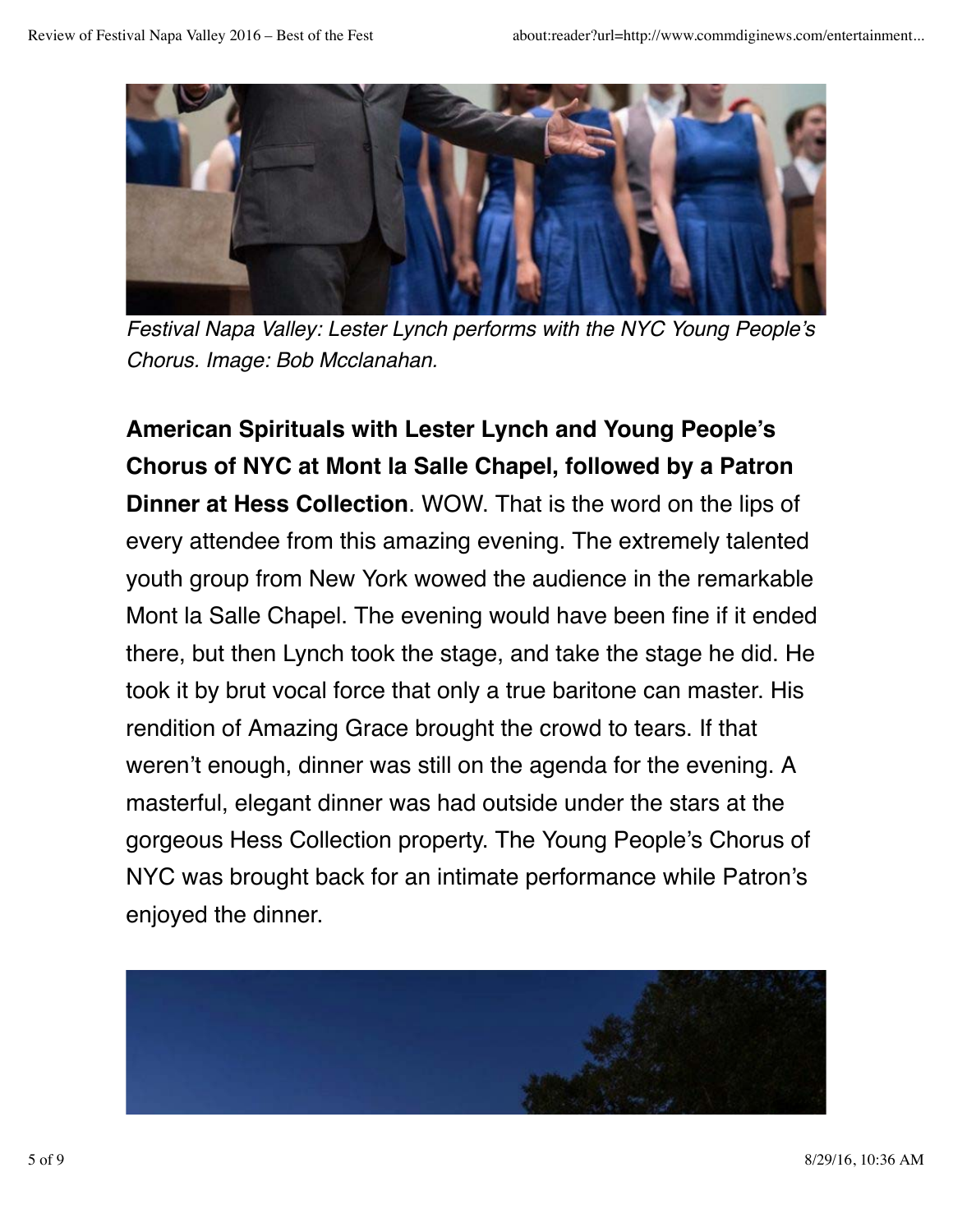*Festival Napa Valley: Lester Lynch performs with the NYC Young People's Chorus. Image: Bob Mcclanahan.*

**American Spirituals with Lester Lynch and Young People's Chorus of NYC at Mont la Salle Chapel, followed by a Patron Dinner at Hess Collection**. WOW. That is the word on the lips of every attendee from this amazing evening. The extremely talented youth group from New York wowed the audience in the remarkable Mont la Salle Chapel. The evening would have been fine if it ended there, but then Lynch took the stage, and take the stage he did. He took it by brut vocal force that only a true baritone can master. His rendition of Amazing Grace brought the crowd to tears. If that weren't enough, dinner was still on the agenda for the evening. A masterful, elegant dinner was had outside under the stars at the gorgeous Hess Collection property. The Young People's Chorus of NYC was brought back for an intimate performance while Patron's enjoyed the dinner.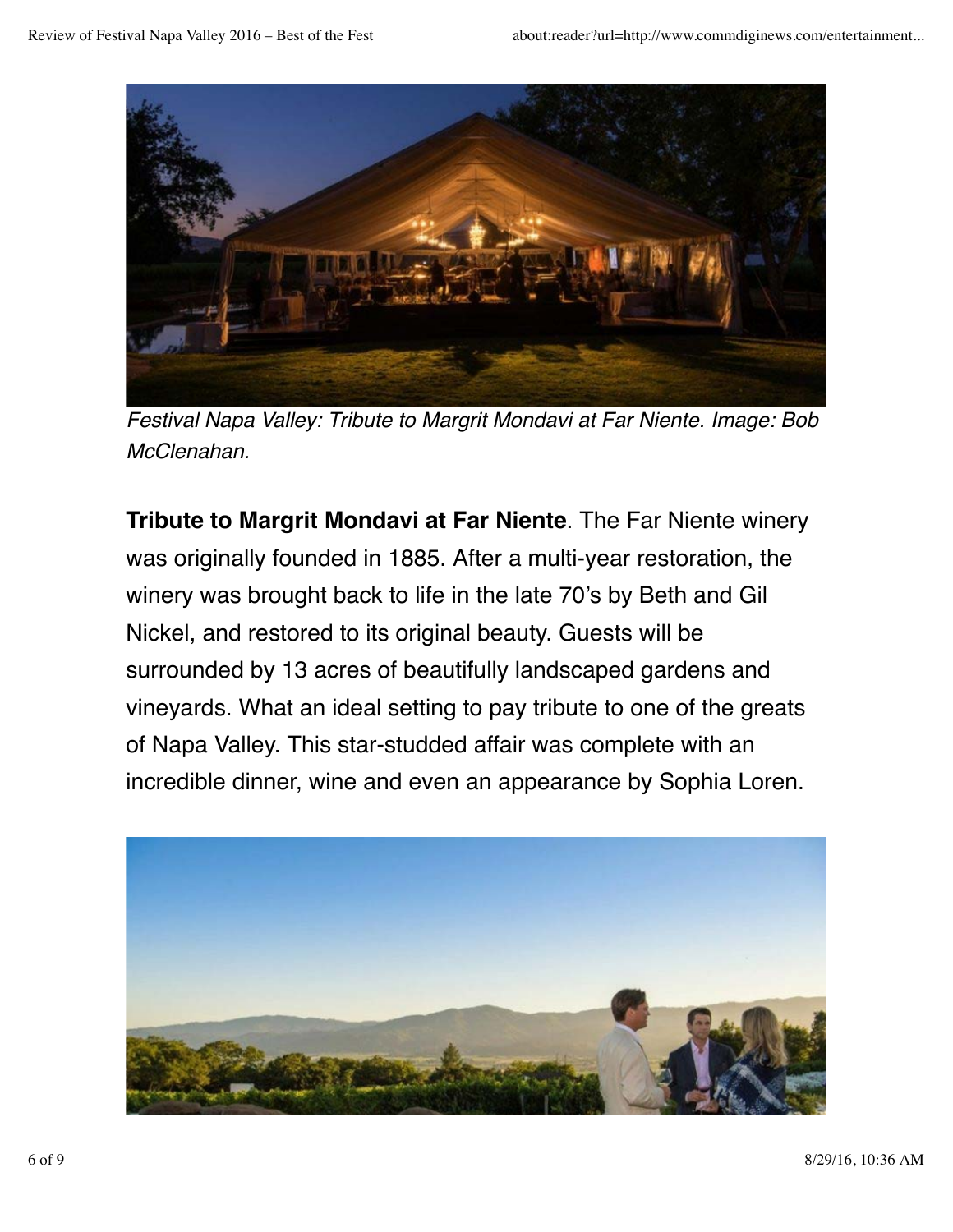*Festival Napa Valley: Tribute to Margrit Mondavi at Far Niente. Image: Bob McClenahan.*

**Tribute to Margrit Mondavi at Far Niente**. The Far Niente winery was originally founded in 1885. After a multi-year restoration, the winery was brought back to life in the late 70's by Beth and Gil Nickel, and restored to its original beauty. Guests will be surrounded by 13 acres of beautifully landscaped gardens and vineyards. What an ideal setting to pay tribute to one of the greats of Napa Valley. This star-studded affair was complete with an incredible dinner, wine and even an appearance by Sophia Loren.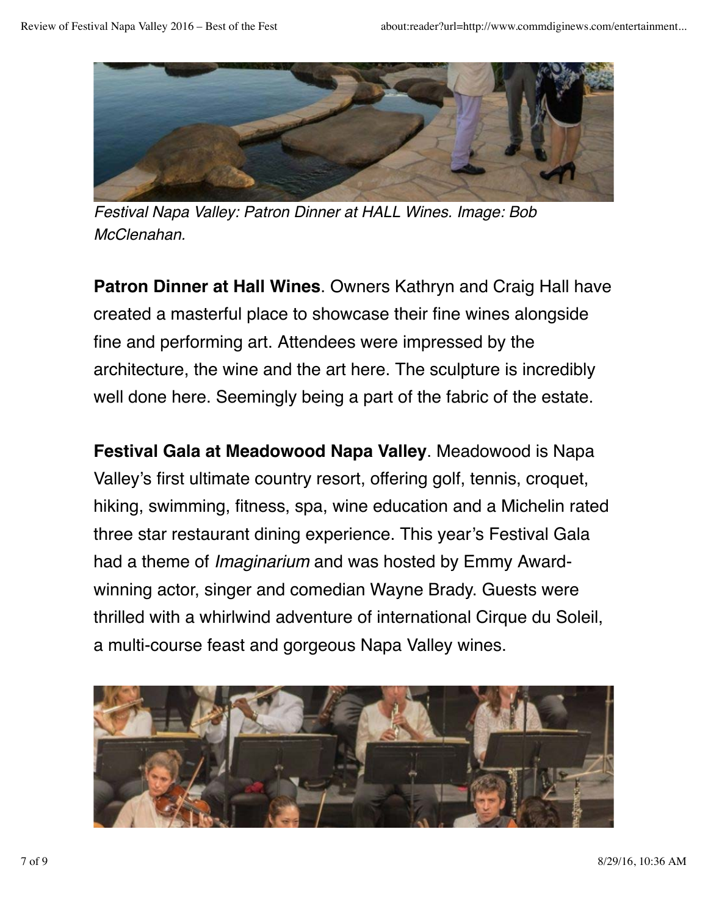*Festival Napa Valley: Patron Dinner at HALL Wines. Image: Bob McClenahan.*

**Patron Dinner at Hall Wines**. Owners Kathryn and Craig Hall have created a masterful place to showcase their fine wines alongside fine and performing art. Attendees were impressed by the architecture, the wine and the art here. The sculpture is incredibly well done here. Seemingly being a part of the fabric of the estate.

**Festival Gala at Meadowood Napa Valley**. Meadowood is Napa Valley's first ultimate country resort, offering golf, tennis, croquet, hiking, swimming, fitness, spa, wine education and a Michelin rated three star restaurant dining experience. This year's Festival Gala had a theme of *Imaginarium* and was hosted by Emmy Award-winning actor, singer and comedian Wayne Brady. Guests were thrilled with a whirlwind adventure of international Cirque du Soleil, a multi-course feast and gorgeous Napa Valley wines.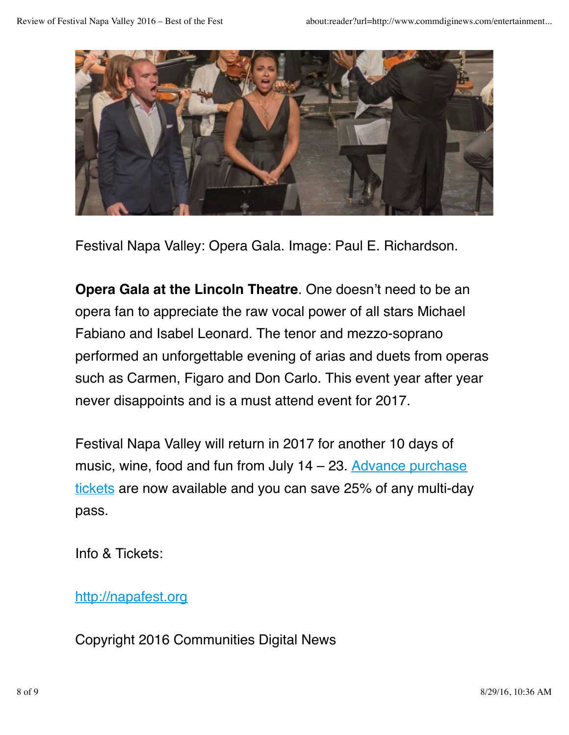Festival Napa Valley: Opera Gala. Image: Paul E. Richardson.

**Opera Gala at the Lincoln Theatre**. One doesn't need to be an opera fan to appreciate the raw vocal power of all stars Michael Fabiano and Isabel Leonard. The tenor and mezzo-soprano performed an unforgettable evening of arias and duets from operas such as Carmen, Figaro and Don Carlo. This event year after year never disappoints and is a must attend event for 2017.

Festival Napa Valley will return in 2017 for another 10 days of music, wine, food and fun from July 14 – 23. Advance purchase tickets are now available and you can save 25% of any multi-day pass.

Info & Tickets:

http://napafest.org

Copyright 2016 Communities Digital News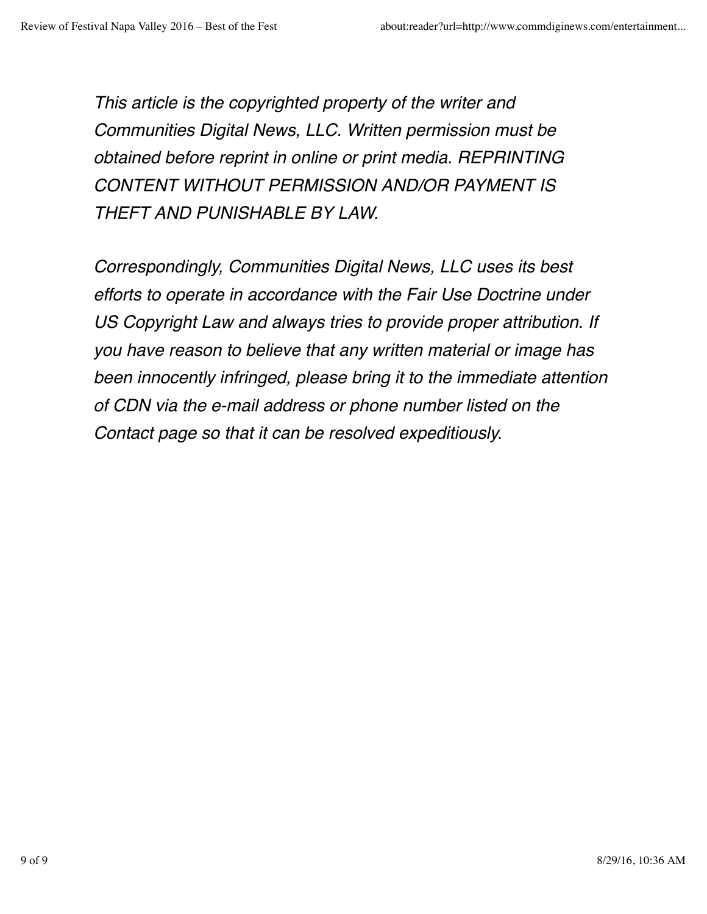*This article is the copyrighted property of the writer and Communities Digital News, LLC. Written permission must be obtained before reprint in online or print media. REPRINTING CONTENT WITHOUT PERMISSION AND/OR PAYMENT IS THEFT AND PUNISHABLE BY LAW.*

*Correspondingly, Communities Digital News, LLC uses its best efforts to operate in accordance with the Fair Use Doctrine under US Copyright Law and always tries to provide proper attribution. If you have reason to believe that any written material or image has been innocently infringed, please bring it to the immediate attention of CDN via the e-mail address or phone number listed on the Contact page so that it can be resolved expeditiously.*